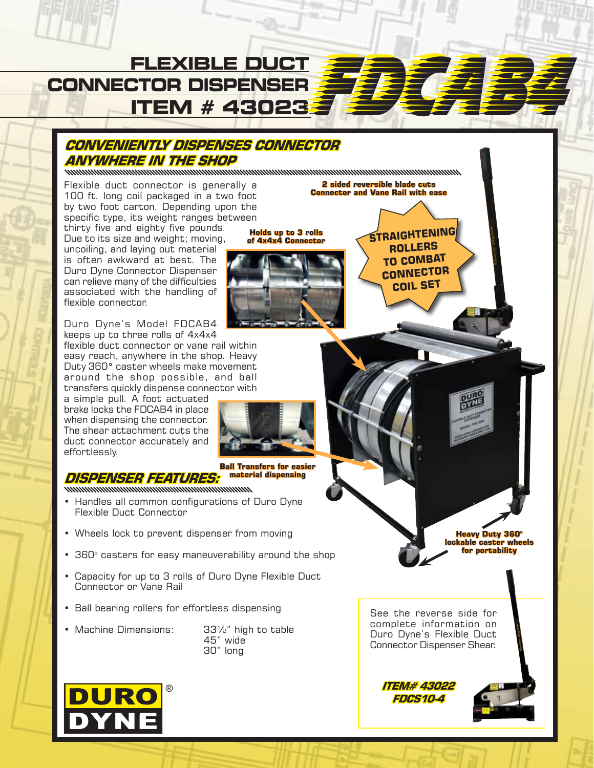# FLEXIBLE DUCT CONNECTOR DISPENSER ITEM # 43023

# FDCAB4

## CONVENIENTLY DISPENSES CONNECTOR ANYWHERE IN THE SHOP

Flexible duct connector is generally a 100 ft. long coil packaged in a two foot by two foot carton. Depending upon the specific type, its weight ranges between thirty five and eighty five pounds. Due to its size and weight; moving, uncoiling, and laying out material is often awkward at best. The Duro Dyne Connector Dispenser can relieve many of the difficulties associated with the handling of flexible connector.

Duro Dyne's Model FDCAB4 keeps up to three rolls of 4x4x4 flexible duct connector or vane rail within easy reach, anywhere in the shop. Heavy Duty 360° caster wheels make movement around the shop possible, and ball transfers quickly dispense connector with a simple pull. A foot actuated brake locks the FDCAB4 in place when dispensing the connector. The shear attachment cuts the duct connector accurately and effortlessly.

**2 sided reversible blade cuts Connector and Vane Rail with ease**

**Holds up to 3 rolls of 4x4x4 Connector**

**STRAIGHTENING ROLLERS TO COMBAT CONNECTOR COIL SET**

**Ball Transfers for easier material dispensing**

**Heavy Duty 360° lockable caster wheels for portability**

## DISPENSER FEATURES:

- Handles all common configurations of Duro Dyne Flexible Duct Connector
- Wheels lock to prevent dispenser from moving
- 360° casters for easy maneuverability around the shop
- Capacity for up to 3 rolls of Duro Dyne Flexible Duct Connector or Vane Rail
- Ball bearing rollers for effortless dispensing
- Machine Dimensions: 33½" high to table, 45" wide, 30" long

See the reverse side for complete information on Duro Dyne's Flexible Duct Connector Dispenser Shear.

**ITEM# 43022**
**FDCS10-4**

DURO DYNE®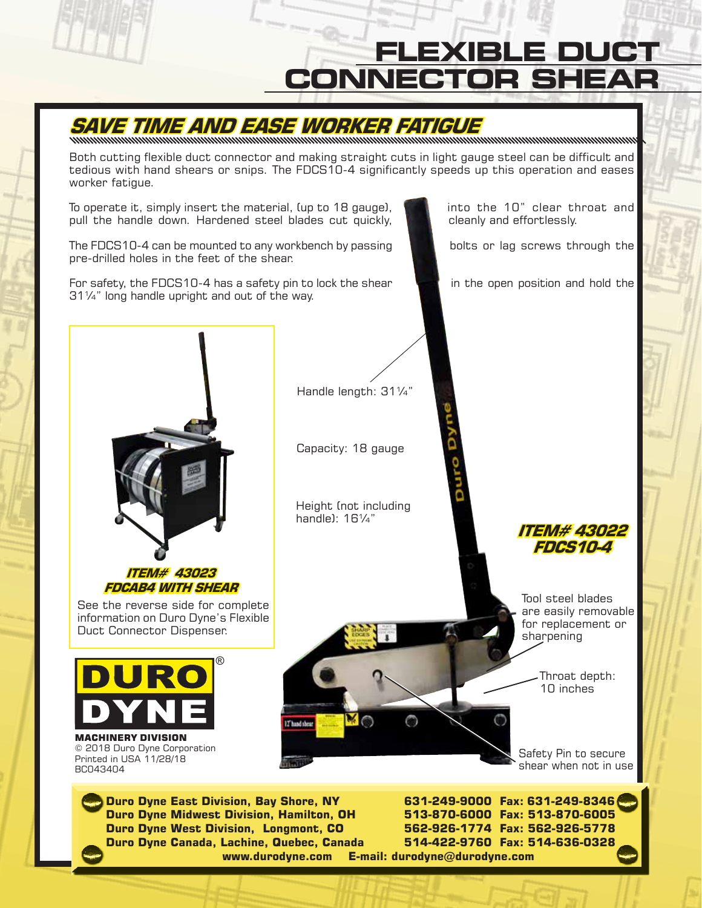# FLEXIBLE DUCT CONNECTOR SHEAR

## *SAVE TIME AND EASE WORKER FATIGUE*

Both cutting flexible duct connector and making straight cuts in light gauge steel can be difficult and tedious with hand shears or snips. The FDCS10-4 significantly speeds up this operation and eases worker fatigue.

To operate it, simply insert the material, (up to 18 gauge), into the 10" clear throat and pull the handle down. Hardened steel blades cut quickly, cleanly and effortlessly.

The FDCS10-4 can be mounted to any workbench by passing bolts or lag screws through the pre-drilled holes in the feet of the shear.

For safety, the FDCS10-4 has a safety pin to lock the shear in the open position and hold the 31¼" long handle upright and out of the way.

Handle length: 31¼"

Capacity: 18 gauge

Height (not including handle): 16¼"

***ITEM# 43022***
***FDCS10-4***

Tool steel blades are easily removable for replacement or sharpening

Throat depth: 10 inches

Safety Pin to secure shear when not in use

***ITEM# 43023***
***FDCAB4 WITH SHEAR***

See the reverse side for complete information on Duro Dyne's Flexible Duct Connector Dispenser.

DURO DYNE®

**MACHINERY DIVISION**
© 2018 Duro Dyne Corporation
Printed in USA 11/28/18
BC043404

**Duro Dyne East Division, Bay Shore, NY** **631-249-9000 Fax: 631-249-8346**
**Duro Dyne Midwest Division, Hamilton, OH** **513-870-6000 Fax: 513-870-6005**
**Duro Dyne West Division, Longmont, CO** **562-926-1774 Fax: 562-926-5778**
**Duro Dyne Canada, Lachine, Quebec, Canada** **514-422-9760 Fax: 514-636-0328**
**www.durodyne.com E-mail: durodyne@durodyne.com**